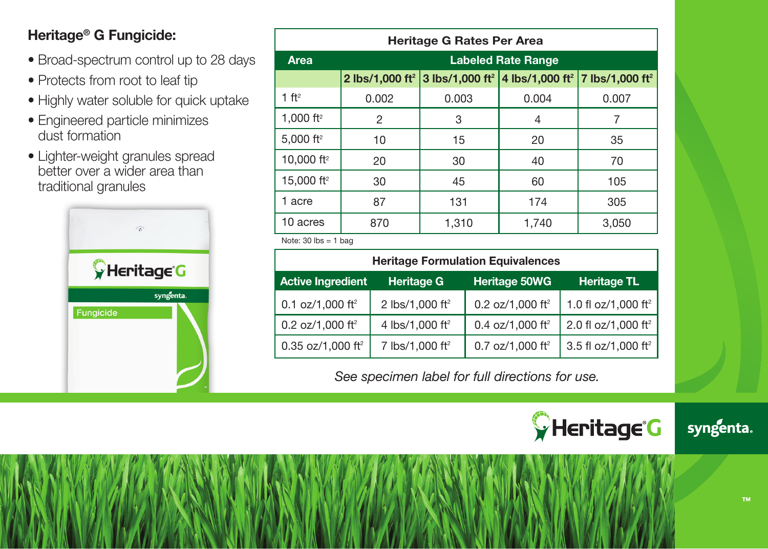## Heritage® G Fungicide:

- Broad-spectrum control up to 28 days
- Protects from root to leaf tip
- Highly water soluble for quick uptake
- Engineered particle minimizes dust formation
- Lighter-weight granules spread better over a wider area than traditional granules

**Heritage G Rates Per Area**

| Area | Labeled Rate Range | | | |
|---|---|---|---|---|
| | **2 lbs/1,000 ft²** | **3 lbs/1,000 ft²** | **4 lbs/1,000 ft²** | **7 lbs/1,000 ft²** |
| 1 ft² | 0.002 | 0.003 | 0.004 | 0.007 |
| 1,000 ft² | 2 | 3 | 4 | 7 |
| 5,000 ft² | 10 | 15 | 20 | 35 |
| 10,000 ft² | 20 | 30 | 40 | 70 |
| 15,000 ft² | 30 | 45 | 60 | 105 |
| 1 acre | 87 | 131 | 174 | 305 |
| 10 acres | 870 | 1,310 | 1,740 | 3,050 |

Note: 30 lbs = 1 bag

**Heritage Formulation Equivalences**

| Active Ingredient | Heritage G | Heritage 50WG | Heritage TL |
|---|---|---|---|
| 0.1 oz/1,000 ft² | 2 lbs/1,000 ft² | 0.2 oz/1,000 ft² | 1.0 fl oz/1,000 ft² |
| 0.2 oz/1,000 ft² | 4 lbs/1,000 ft² | 0.4 oz/1,000 ft² | 2.0 fl oz/1,000 ft² |
| 0.35 oz/1,000 ft² | 7 lbs/1,000 ft² | 0.7 oz/1,000 ft² | 3.5 fl oz/1,000 ft² |

*See specimen label for full directions for use.*

Heritage® G

syngenta.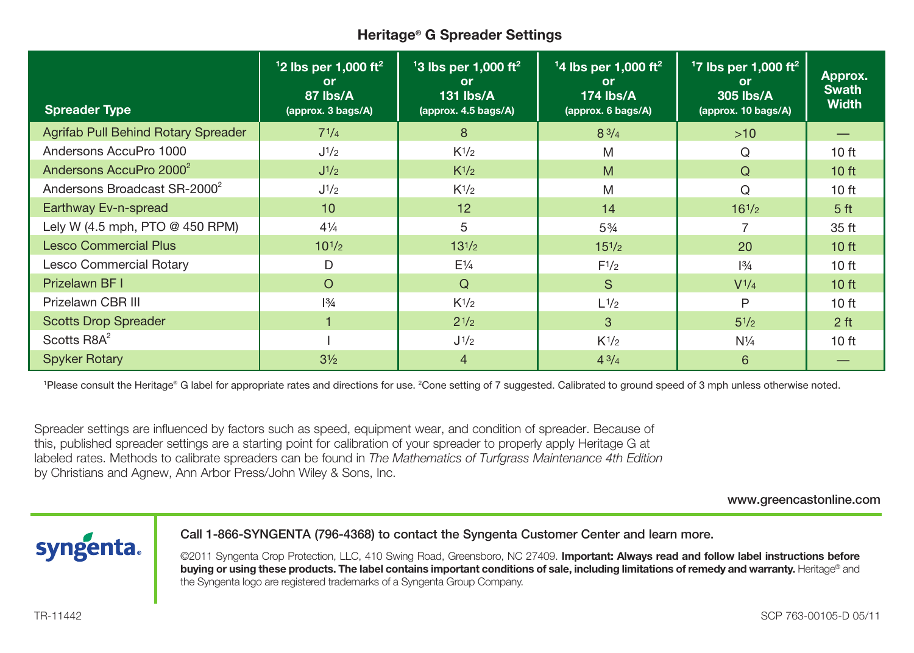## Heritage® G Spreader Settings

| Spreader Type | [1]2 lbs per 1,000 ft² or 87 lbs/A (approx. 3 bags/A) | [1]3 lbs per 1,000 ft² or 131 lbs/A (approx. 4.5 bags/A) | [1]4 lbs per 1,000 ft² or 174 lbs/A (approx. 6 bags/A) | [1]7 lbs per 1,000 ft² or 305 lbs/A (approx. 10 bags/A) | Approx. Swath Width |
|---|---|---|---|---|---|
| Agrifab Pull Behind Rotary Spreader | 7¼ | 8 | 8¾ | >10 | — |
| Andersons AccuPro 1000 | J½ | K½ | M | Q | 10 ft |
| Andersons AccuPro 2000[2] | J½ | K½ | M | Q | 10 ft |
| Andersons Broadcast SR-2000[2] | J½ | K½ | M | Q | 10 ft |
| Earthway Ev-n-spread | 10 | 12 | 14 | 16½ | 5 ft |
| Lely W (4.5 mph, PTO @ 450 RPM) | 4¼ | 5 | 5¾ | 7 | 35 ft |
| Lesco Commercial Plus | 10½ | 13½ | 15½ | 20 | 10 ft |
| Lesco Commercial Rotary | D | E¼ | F½ | I¾ | 10 ft |
| Prizelawn BF I | O | Q | S | V¼ | 10 ft |
| Prizelawn CBR III | I¾ | K½ | L½ | P | 10 ft |
| Scotts Drop Spreader | 1 | 2½ | 3 | 5½ | 2 ft |
| Scotts R8A[2] | I | J½ | K½ | N¼ | 10 ft |
| Spyker Rotary | 3½ | 4 | 4¾ | 6 | — |

[1]Please consult the Heritage® G label for appropriate rates and directions for use. [2]Cone setting of 7 suggested. Calibrated to ground speed of 3 mph unless otherwise noted.

Spreader settings are influenced by factors such as speed, equipment wear, and condition of spreader. Because of this, published spreader settings are a starting point for calibration of your spreader to properly apply Heritage G at labeled rates. Methods to calibrate spreaders can be found in *The Mathematics of Turfgrass Maintenance 4th Edition* by Christians and Agnew, Ann Arbor Press/John Wiley & Sons, Inc.

www.greencastonline.com

syngenta.

Call 1-866-SYNGENTA (796-4368) to contact the Syngenta Customer Center and learn more.

©2011 Syngenta Crop Protection, LLC, 410 Swing Road, Greensboro, NC 27409. **Important: Always read and follow label instructions before buying or using these products. The label contains important conditions of sale, including limitations of remedy and warranty.** Heritage® and the Syngenta logo are registered trademarks of a Syngenta Group Company.

TR-11442

SCP 763-00105-D 05/11